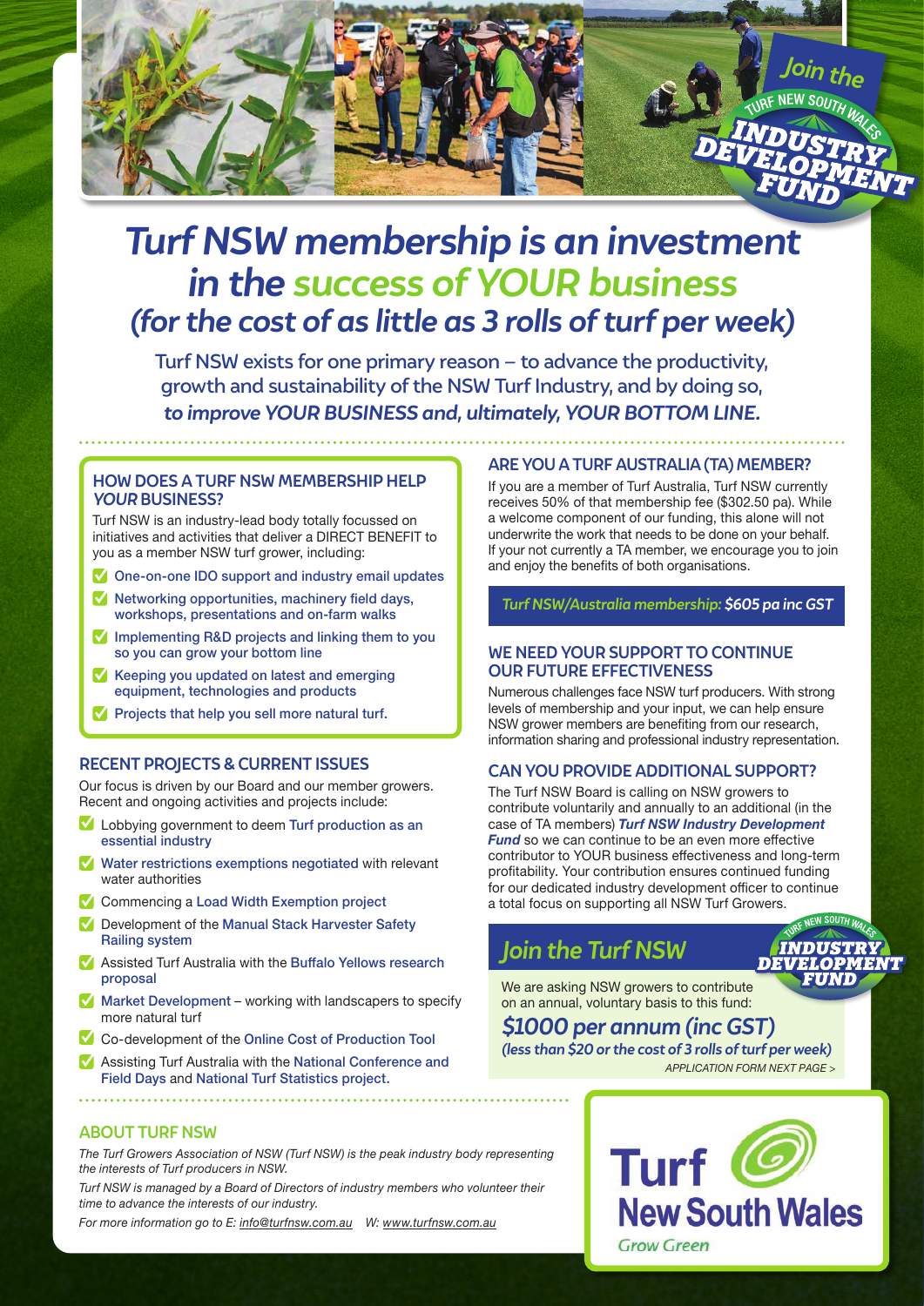# Turf NSW membership is an investment in the success of YOUR business

## *(for the cost of as little as 3 rolls of turf per week)*

Turf NSW exists for one primary reason – to advance the productivity, growth and sustainability of the NSW Turf Industry, and by doing so, ***to improve YOUR BUSINESS and, ultimately, YOUR BOTTOM LINE.***

### HOW DOES A TURF NSW MEMBERSHIP HELP *YOUR* BUSINESS?

Turf NSW is an industry-lead body totally focussed on initiatives and activities that deliver a DIRECT BENEFIT to you as a member NSW turf grower, including:

- One-on-one IDO support and industry email updates
- Networking opportunities, machinery field days, workshops, presentations and on-farm walks
- Implementing R&D projects and linking them to you so you can grow your bottom line
- Keeping you updated on latest and emerging equipment, technologies and products
- Projects that help you sell more natural turf.

### RECENT PROJECTS & CURRENT ISSUES

Our focus is driven by our Board and our member growers. Recent and ongoing activities and projects include:

- Lobbying government to deem Turf production as an essential industry
- Water restrictions exemptions negotiated with relevant water authorities
- Commencing a Load Width Exemption project
- Development of the Manual Stack Harvester Safety Railing system
- Assisted Turf Australia with the Buffalo Yellows research proposal
- Market Development – working with landscapers to specify more natural turf
- Co-development of the Online Cost of Production Tool
- Assisting Turf Australia with the National Conference and Field Days and National Turf Statistics project.

### ARE YOU A TURF AUSTRALIA (TA) MEMBER?

If you are a member of Turf Australia, Turf NSW currently receives 50% of that membership fee ($302.50 pa). While a welcome component of our funding, this alone will not underwrite the work that needs to be done on your behalf. If your not currently a TA member, we encourage you to join and enjoy the benefits of both organisations.

*Turf NSW/Australia membership:* ***$605 pa inc GST***

### WE NEED YOUR SUPPORT TO CONTINUE OUR FUTURE EFFECTIVENESS

Numerous challenges face NSW turf producers. With strong levels of membership and your input, we can help ensure NSW grower members are benefiting from our research, information sharing and professional industry representation.

### CAN YOU PROVIDE ADDITIONAL SUPPORT?

The Turf NSW Board is calling on NSW growers to contribute voluntarily and annually to an additional (in the case of TA members) ***Turf NSW Industry Development Fund*** so we can continue to be an even more effective contributor to YOUR business effectiveness and long-term profitability. Your contribution ensures continued funding for our dedicated industry development officer to continue a total focus on supporting all NSW Turf Growers.

## *Join the Turf NSW* INDUSTRY DEVELOPMENT FUND

We are asking NSW growers to contribute on an annual, voluntary basis to this fund:

***$1000 per annum (inc GST)***

***(less than $20 or the cost of 3 rolls of turf per week)***

*APPLICATION FORM NEXT PAGE >*

### ABOUT TURF NSW

*The Turf Growers Association of NSW (Turf NSW) is the peak industry body representing the interests of Turf producers in NSW.*

*Turf NSW is managed by a Board of Directors of industry members who volunteer their time to advance the interests of our industry.*

*For more information go to E: info@turfnsw.com.au W: www.turfnsw.com.au*

Turf New South Wales
Grow Green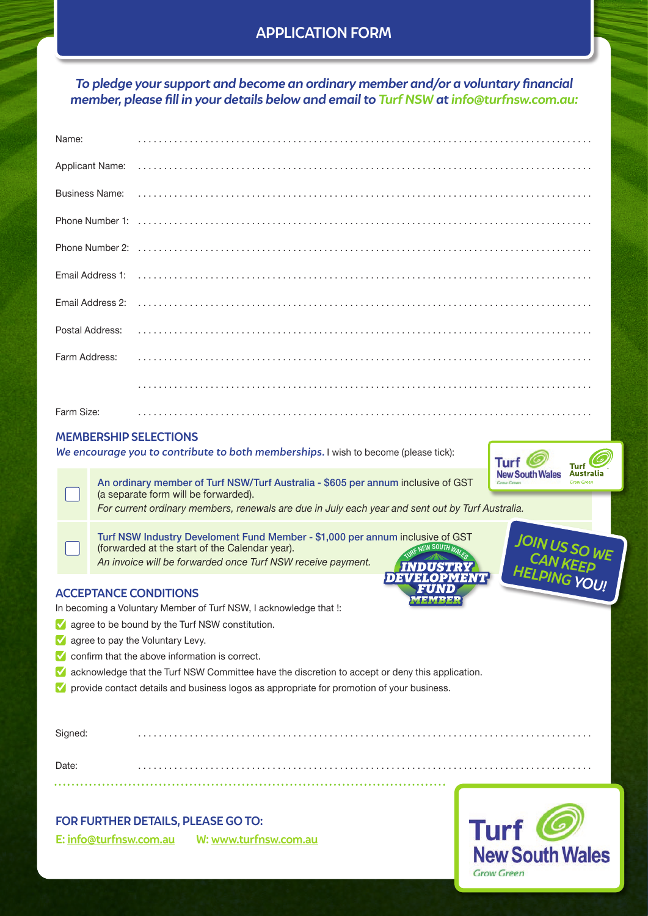# APPLICATION FORM

***To pledge your support and become an ordinary member and/or a voluntary financial member, please fill in your details below and email to Turf NSW at info@turfnsw.com.au:***

Name: ..........................................................................................

Applicant Name: ..........................................................................................

Business Name: ..........................................................................................

Phone Number 1: ..........................................................................................

Phone Number 2: ..........................................................................................

Email Address 1: ..........................................................................................

Email Address 2: ..........................................................................................

Postal Address: ..........................................................................................

Farm Address: ..........................................................................................

..........................................................................................

Farm Size: ..........................................................................................

## MEMBERSHIP SELECTIONS

*We encourage you to contribute to both memberships.* I wish to become (please tick):

- ☐ An ordinary member of Turf NSW/Turf Australia - $605 per annum inclusive of GST (a separate form will be forwarded).
  *For current ordinary members, renewals are due in July each year and sent out by Turf Australia.*

- ☐ Turf NSW Industry Develoment Fund Member - $1,000 per annum inclusive of GST (forwarded at the start of the Calendar year).
  *An invoice will be forwarded once Turf NSW receive payment.*

TURF NEW SOUTH WALES INDUSTRY DEVELOPMENT FUND MEMBER

JOIN US SO WE CAN KEEP HELPING YOU!

## ACCEPTANCE CONDITIONS

In becoming a Voluntary Member of Turf NSW, I acknowledge that !:

- ☑ agree to be bound by the Turf NSW constitution.
- ☑ agree to pay the Voluntary Levy.
- ☑ confirm that the above information is correct.
- ☑ acknowledge that the Turf NSW Committee have the discretion to accept or deny this application.
- ☑ provide contact details and business logos as appropriate for promotion of your business.

Signed: ..........................................................................................

Date: ..........................................................................................

## FOR FURTHER DETAILS, PLEASE GO TO:

E: info@turfnsw.com.au  W: www.turfnsw.com.au

Turf New South Wales Grow Green